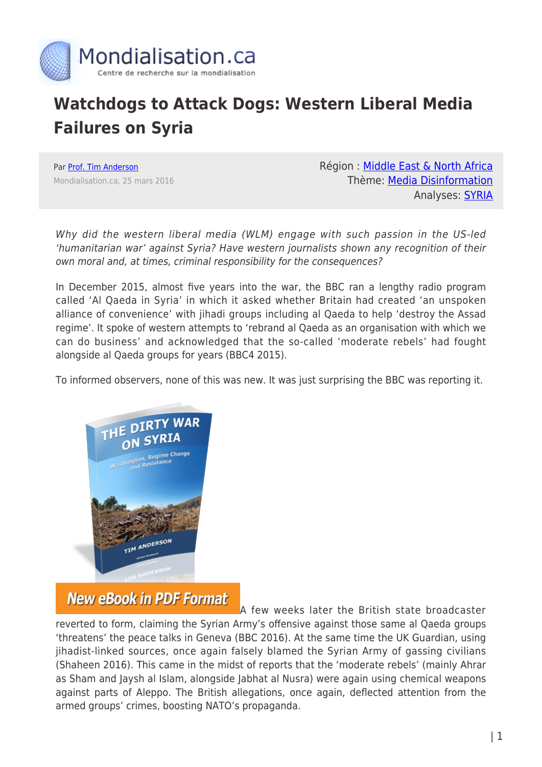# Watchdogs to Attack Dogs: Western Liberal Media Failures on Syria

Par Prof. Tim Anderson
Mondialisation.ca, 25 mars 2016

Région : Middle East & North Africa
Thème: Media Disinformation
Analyses: SYRIA

*Why did the western liberal media (WLM) engage with such passion in the US-led 'humanitarian war' against Syria? Have western journalists shown any recognition of their own moral and, at times, criminal responsibility for the consequences?*

In December 2015, almost five years into the war, the BBC ran a lengthy radio program called 'Al Qaeda in Syria' in which it asked whether Britain had created 'an unspoken alliance of convenience' with jihadi groups including al Qaeda to help 'destroy the Assad regime'. It spoke of western attempts to 'rebrand al Qaeda as an organisation with which we can do business' and acknowledged that the so-called 'moderate rebels' had fought alongside al Qaeda groups for years (BBC4 2015).

To informed observers, none of this was new. It was just surprising the BBC was reporting it.

New eBook in PDF Format

A few weeks later the British state broadcaster reverted to form, claiming the Syrian Army's offensive against those same al Qaeda groups 'threatens' the peace talks in Geneva (BBC 2016). At the same time the UK Guardian, using jihadist-linked sources, once again falsely blamed the Syrian Army of gassing civilians (Shaheen 2016). This came in the midst of reports that the 'moderate rebels' (mainly Ahrar as Sham and Jaysh al Islam, alongside Jabhat al Nusra) were again using chemical weapons against parts of Aleppo. The British allegations, once again, deflected attention from the armed groups' crimes, boosting NATO's propaganda.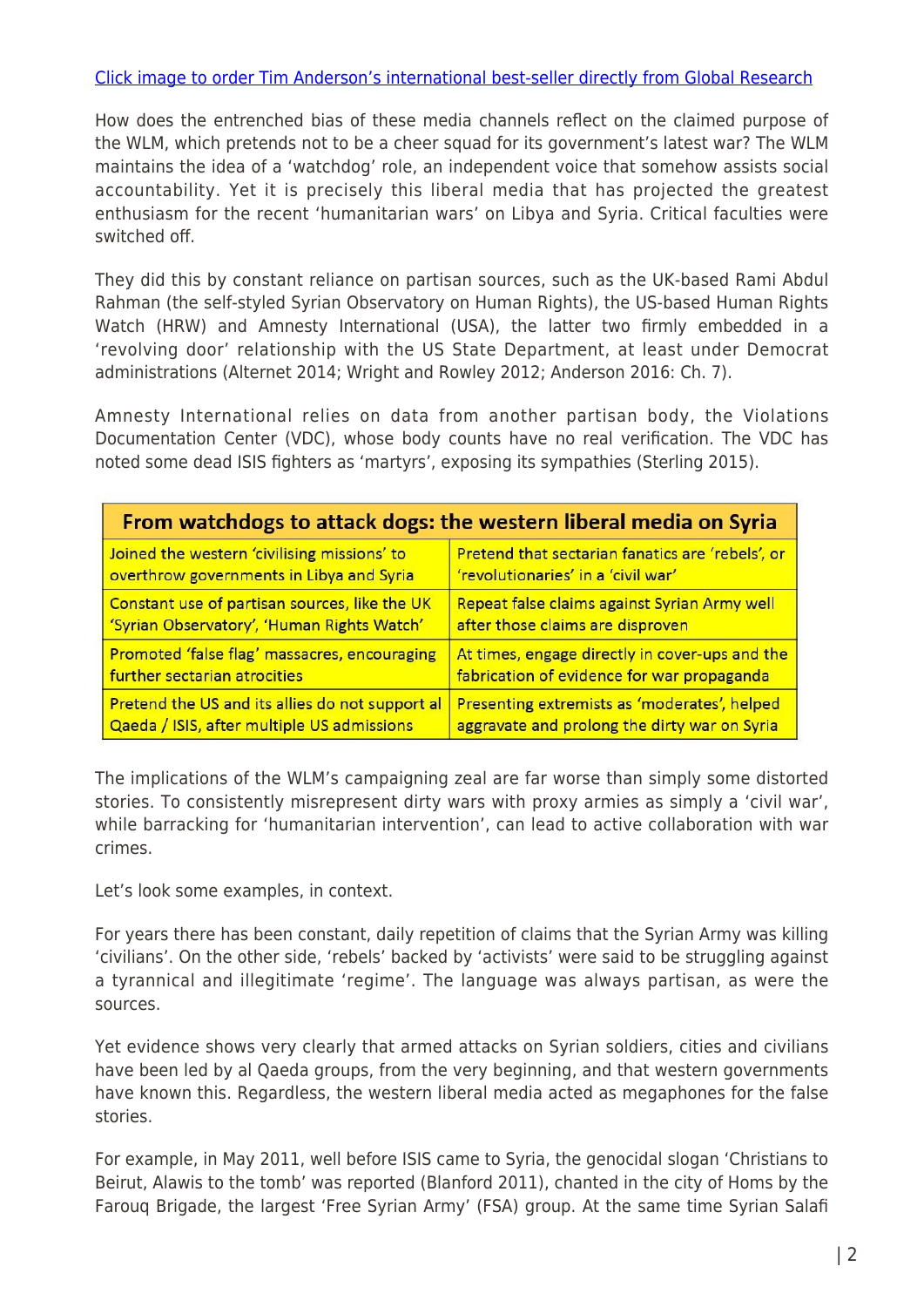Click image to order Tim Anderson's international best-seller directly from Global Research

How does the entrenched bias of these media channels reflect on the claimed purpose of the WLM, which pretends not to be a cheer squad for its government's latest war? The WLM maintains the idea of a 'watchdog' role, an independent voice that somehow assists social accountability. Yet it is precisely this liberal media that has projected the greatest enthusiasm for the recent 'humanitarian wars' on Libya and Syria. Critical faculties were switched off.

They did this by constant reliance on partisan sources, such as the UK-based Rami Abdul Rahman (the self-styled Syrian Observatory on Human Rights), the US-based Human Rights Watch (HRW) and Amnesty International (USA), the latter two firmly embedded in a 'revolving door' relationship with the US State Department, at least under Democrat administrations (Alternet 2014; Wright and Rowley 2012; Anderson 2016: Ch. 7).

Amnesty International relies on data from another partisan body, the Violations Documentation Center (VDC), whose body counts have no real verification. The VDC has noted some dead ISIS fighters as 'martyrs', exposing its sympathies (Sterling 2015).

| From watchdogs to attack dogs: the western liberal media on Syria | |
|---|---|
| Joined the western 'civilising missions' to overthrow governments in Libya and Syria | Pretend that sectarian fanatics are 'rebels', or 'revolutionaries' in a 'civil war' |
| Constant use of partisan sources, like the UK 'Syrian Observatory', 'Human Rights Watch' | Repeat false claims against Syrian Army well after those claims are disproven |
| Promoted 'false flag' massacres, encouraging further sectarian atrocities | At times, engage directly in cover-ups and the fabrication of evidence for war propaganda |
| Pretend the US and its allies do not support al Qaeda / ISIS, after multiple US admissions | Presenting extremists as 'moderates', helped aggravate and prolong the dirty war on Syria |

The implications of the WLM's campaigning zeal are far worse than simply some distorted stories. To consistently misrepresent dirty wars with proxy armies as simply a 'civil war', while barracking for 'humanitarian intervention', can lead to active collaboration with war crimes.

Let's look some examples, in context.

For years there has been constant, daily repetition of claims that the Syrian Army was killing 'civilians'. On the other side, 'rebels' backed by 'activists' were said to be struggling against a tyrannical and illegitimate 'regime'. The language was always partisan, as were the sources.

Yet evidence shows very clearly that armed attacks on Syrian soldiers, cities and civilians have been led by al Qaeda groups, from the very beginning, and that western governments have known this. Regardless, the western liberal media acted as megaphones for the false stories.

For example, in May 2011, well before ISIS came to Syria, the genocidal slogan 'Christians to Beirut, Alawis to the tomb' was reported (Blanford 2011), chanted in the city of Homs by the Farouq Brigade, the largest 'Free Syrian Army' (FSA) group. At the same time Syrian Salafi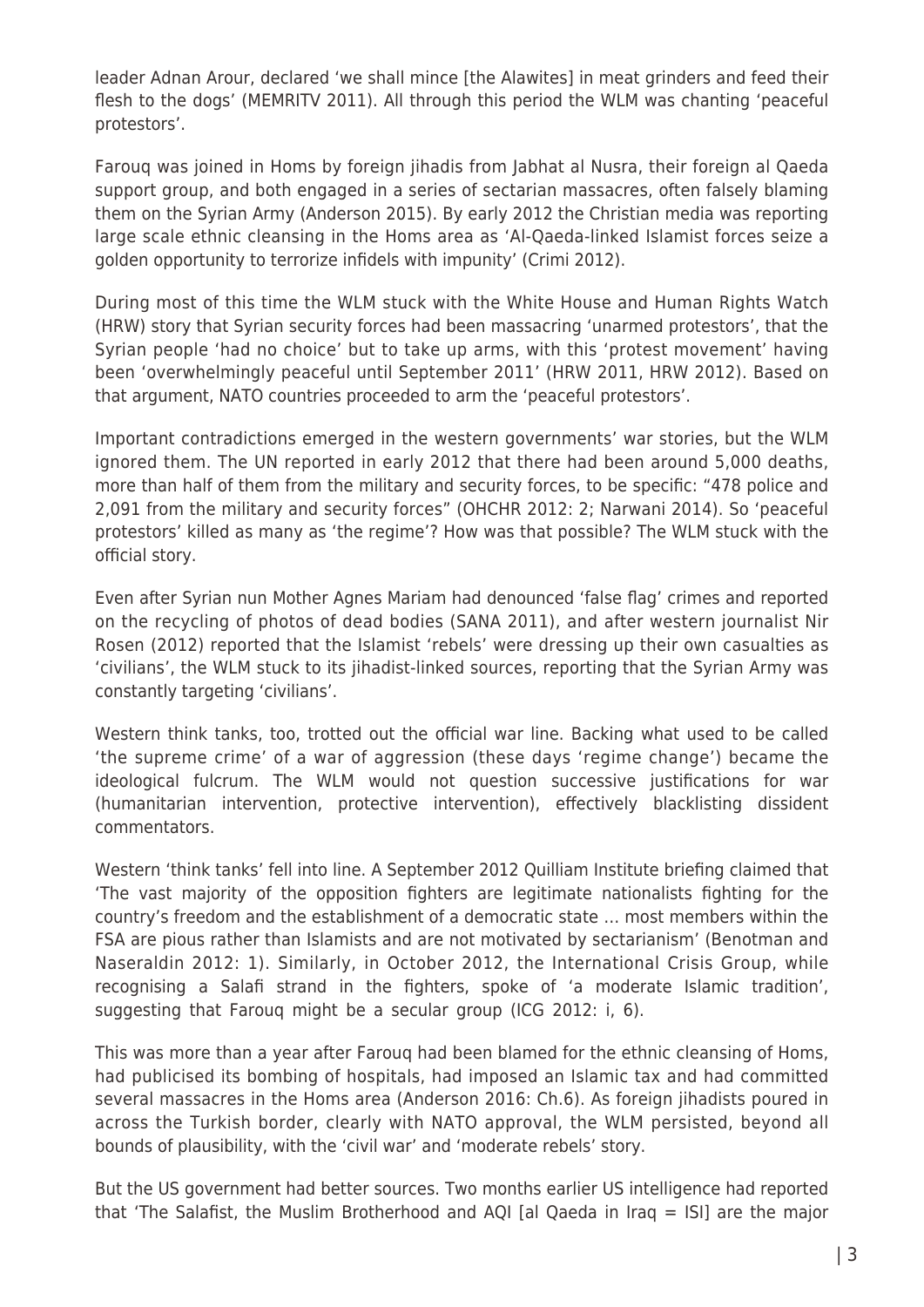leader Adnan Arour, declared 'we shall mince [the Alawites] in meat grinders and feed their flesh to the dogs' (MEMRITV 2011). All through this period the WLM was chanting 'peaceful protestors'.

Farouq was joined in Homs by foreign jihadis from Jabhat al Nusra, their foreign al Qaeda support group, and both engaged in a series of sectarian massacres, often falsely blaming them on the Syrian Army (Anderson 2015). By early 2012 the Christian media was reporting large scale ethnic cleansing in the Homs area as 'Al-Qaeda-linked Islamist forces seize a golden opportunity to terrorize infidels with impunity' (Crimi 2012).

During most of this time the WLM stuck with the White House and Human Rights Watch (HRW) story that Syrian security forces had been massacring 'unarmed protestors', that the Syrian people 'had no choice' but to take up arms, with this 'protest movement' having been 'overwhelmingly peaceful until September 2011' (HRW 2011, HRW 2012). Based on that argument, NATO countries proceeded to arm the 'peaceful protestors'.

Important contradictions emerged in the western governments' war stories, but the WLM ignored them. The UN reported in early 2012 that there had been around 5,000 deaths, more than half of them from the military and security forces, to be specific: "478 police and 2,091 from the military and security forces" (OHCHR 2012: 2; Narwani 2014). So 'peaceful protestors' killed as many as 'the regime'? How was that possible? The WLM stuck with the official story.

Even after Syrian nun Mother Agnes Mariam had denounced 'false flag' crimes and reported on the recycling of photos of dead bodies (SANA 2011), and after western journalist Nir Rosen (2012) reported that the Islamist 'rebels' were dressing up their own casualties as 'civilians', the WLM stuck to its jihadist-linked sources, reporting that the Syrian Army was constantly targeting 'civilians'.

Western think tanks, too, trotted out the official war line. Backing what used to be called 'the supreme crime' of a war of aggression (these days 'regime change') became the ideological fulcrum. The WLM would not question successive justifications for war (humanitarian intervention, protective intervention), effectively blacklisting dissident commentators.

Western 'think tanks' fell into line. A September 2012 Quilliam Institute briefing claimed that 'The vast majority of the opposition fighters are legitimate nationalists fighting for the country's freedom and the establishment of a democratic state … most members within the FSA are pious rather than Islamists and are not motivated by sectarianism' (Benotman and Naseraldin 2012: 1). Similarly, in October 2012, the International Crisis Group, while recognising a Salafi strand in the fighters, spoke of 'a moderate Islamic tradition', suggesting that Farouq might be a secular group (ICG 2012: i, 6).

This was more than a year after Farouq had been blamed for the ethnic cleansing of Homs, had publicised its bombing of hospitals, had imposed an Islamic tax and had committed several massacres in the Homs area (Anderson 2016: Ch.6). As foreign jihadists poured in across the Turkish border, clearly with NATO approval, the WLM persisted, beyond all bounds of plausibility, with the 'civil war' and 'moderate rebels' story.

But the US government had better sources. Two months earlier US intelligence had reported that 'The Salafist, the Muslim Brotherhood and AQI [al Qaeda in Iraq = ISI] are the major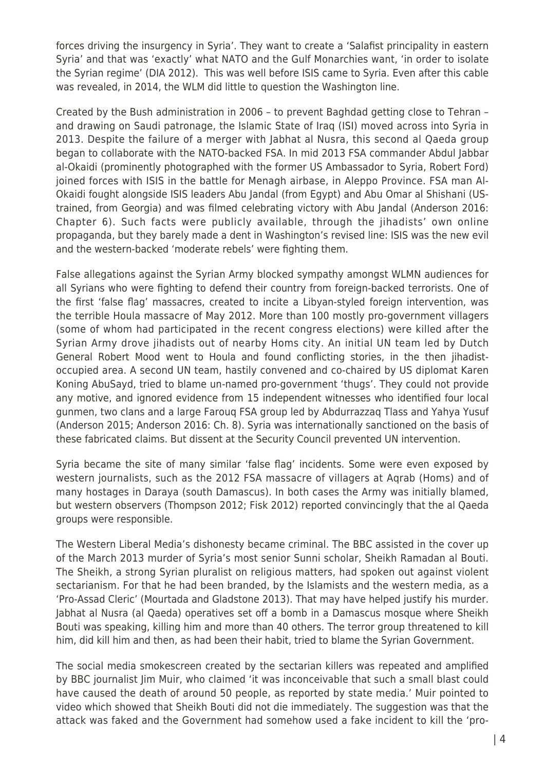forces driving the insurgency in Syria'. They want to create a 'Salafist principality in eastern Syria' and that was 'exactly' what NATO and the Gulf Monarchies want, 'in order to isolate the Syrian regime' (DIA 2012). This was well before ISIS came to Syria. Even after this cable was revealed, in 2014, the WLM did little to question the Washington line.

Created by the Bush administration in 2006 – to prevent Baghdad getting close to Tehran – and drawing on Saudi patronage, the Islamic State of Iraq (ISI) moved across into Syria in 2013. Despite the failure of a merger with Jabhat al Nusra, this second al Qaeda group began to collaborate with the NATO-backed FSA. In mid 2013 FSA commander Abdul Jabbar al-Okaidi (prominently photographed with the former US Ambassador to Syria, Robert Ford) joined forces with ISIS in the battle for Menagh airbase, in Aleppo Province. FSA man Al-Okaidi fought alongside ISIS leaders Abu Jandal (from Egypt) and Abu Omar al Shishani (US-trained, from Georgia) and was filmed celebrating victory with Abu Jandal (Anderson 2016: Chapter 6). Such facts were publicly available, through the jihadists' own online propaganda, but they barely made a dent in Washington's revised line: ISIS was the new evil and the western-backed 'moderate rebels' were fighting them.

False allegations against the Syrian Army blocked sympathy amongst WLMN audiences for all Syrians who were fighting to defend their country from foreign-backed terrorists. One of the first 'false flag' massacres, created to incite a Libyan-styled foreign intervention, was the terrible Houla massacre of May 2012. More than 100 mostly pro-government villagers (some of whom had participated in the recent congress elections) were killed after the Syrian Army drove jihadists out of nearby Homs city. An initial UN team led by Dutch General Robert Mood went to Houla and found conflicting stories, in the then jihadist-occupied area. A second UN team, hastily convened and co-chaired by US diplomat Karen Koning AbuSayd, tried to blame un-named pro-government 'thugs'. They could not provide any motive, and ignored evidence from 15 independent witnesses who identified four local gunmen, two clans and a large Farouq FSA group led by Abdurrazzaq Tlass and Yahya Yusuf (Anderson 2015; Anderson 2016: Ch. 8). Syria was internationally sanctioned on the basis of these fabricated claims. But dissent at the Security Council prevented UN intervention.

Syria became the site of many similar 'false flag' incidents. Some were even exposed by western journalists, such as the 2012 FSA massacre of villagers at Aqrab (Homs) and of many hostages in Daraya (south Damascus). In both cases the Army was initially blamed, but western observers (Thompson 2012; Fisk 2012) reported convincingly that the al Qaeda groups were responsible.

The Western Liberal Media's dishonesty became criminal. The BBC assisted in the cover up of the March 2013 murder of Syria's most senior Sunni scholar, Sheikh Ramadan al Bouti. The Sheikh, a strong Syrian pluralist on religious matters, had spoken out against violent sectarianism. For that he had been branded, by the Islamists and the western media, as a 'Pro-Assad Cleric' (Mourtada and Gladstone 2013). That may have helped justify his murder. Jabhat al Nusra (al Qaeda) operatives set off a bomb in a Damascus mosque where Sheikh Bouti was speaking, killing him and more than 40 others. The terror group threatened to kill him, did kill him and then, as had been their habit, tried to blame the Syrian Government.

The social media smokescreen created by the sectarian killers was repeated and amplified by BBC journalist Jim Muir, who claimed 'it was inconceivable that such a small blast could have caused the death of around 50 people, as reported by state media.' Muir pointed to video which showed that Sheikh Bouti did not die immediately. The suggestion was that the attack was faked and the Government had somehow used a fake incident to kill the 'pro-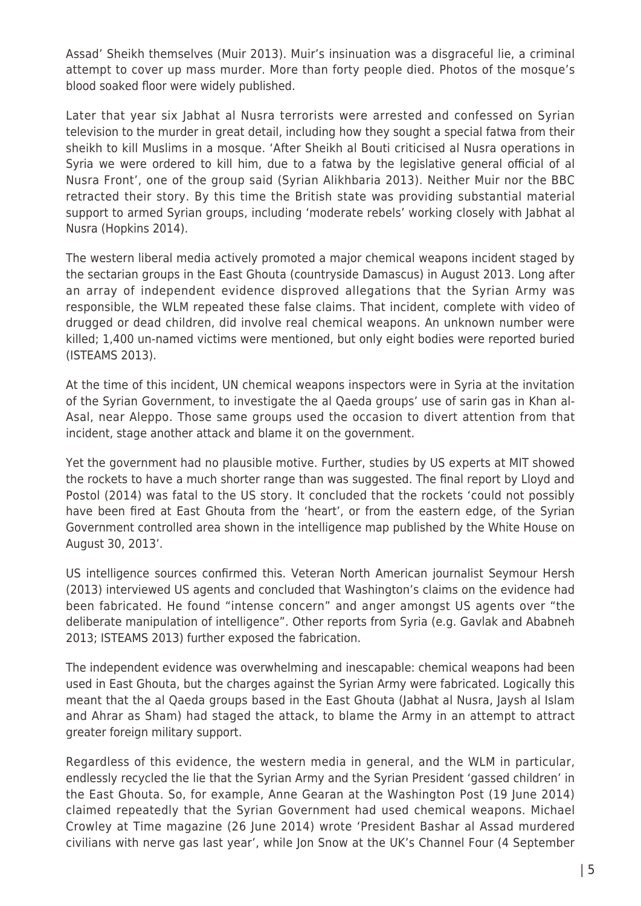Assad' Sheikh themselves (Muir 2013). Muir's insinuation was a disgraceful lie, a criminal attempt to cover up mass murder. More than forty people died. Photos of the mosque's blood soaked floor were widely published.

Later that year six Jabhat al Nusra terrorists were arrested and confessed on Syrian television to the murder in great detail, including how they sought a special fatwa from their sheikh to kill Muslims in a mosque. 'After Sheikh al Bouti criticised al Nusra operations in Syria we were ordered to kill him, due to a fatwa by the legislative general official of al Nusra Front', one of the group said (Syrian Alikhbaria 2013). Neither Muir nor the BBC retracted their story. By this time the British state was providing substantial material support to armed Syrian groups, including 'moderate rebels' working closely with Jabhat al Nusra (Hopkins 2014).

The western liberal media actively promoted a major chemical weapons incident staged by the sectarian groups in the East Ghouta (countryside Damascus) in August 2013. Long after an array of independent evidence disproved allegations that the Syrian Army was responsible, the WLM repeated these false claims. That incident, complete with video of drugged or dead children, did involve real chemical weapons. An unknown number were killed; 1,400 un-named victims were mentioned, but only eight bodies were reported buried (ISTEAMS 2013).

At the time of this incident, UN chemical weapons inspectors were in Syria at the invitation of the Syrian Government, to investigate the al Qaeda groups' use of sarin gas in Khan al-Asal, near Aleppo. Those same groups used the occasion to divert attention from that incident, stage another attack and blame it on the government.

Yet the government had no plausible motive. Further, studies by US experts at MIT showed the rockets to have a much shorter range than was suggested. The final report by Lloyd and Postol (2014) was fatal to the US story. It concluded that the rockets 'could not possibly have been fired at East Ghouta from the 'heart', or from the eastern edge, of the Syrian Government controlled area shown in the intelligence map published by the White House on August 30, 2013'.

US intelligence sources confirmed this. Veteran North American journalist Seymour Hersh (2013) interviewed US agents and concluded that Washington's claims on the evidence had been fabricated. He found "intense concern" and anger amongst US agents over "the deliberate manipulation of intelligence". Other reports from Syria (e.g. Gavlak and Ababneh 2013; ISTEAMS 2013) further exposed the fabrication.

The independent evidence was overwhelming and inescapable: chemical weapons had been used in East Ghouta, but the charges against the Syrian Army were fabricated. Logically this meant that the al Qaeda groups based in the East Ghouta (Jabhat al Nusra, Jaysh al Islam and Ahrar as Sham) had staged the attack, to blame the Army in an attempt to attract greater foreign military support.

Regardless of this evidence, the western media in general, and the WLM in particular, endlessly recycled the lie that the Syrian Army and the Syrian President 'gassed children' in the East Ghouta. So, for example, Anne Gearan at the Washington Post (19 June 2014) claimed repeatedly that the Syrian Government had used chemical weapons. Michael Crowley at Time magazine (26 June 2014) wrote 'President Bashar al Assad murdered civilians with nerve gas last year', while Jon Snow at the UK's Channel Four (4 September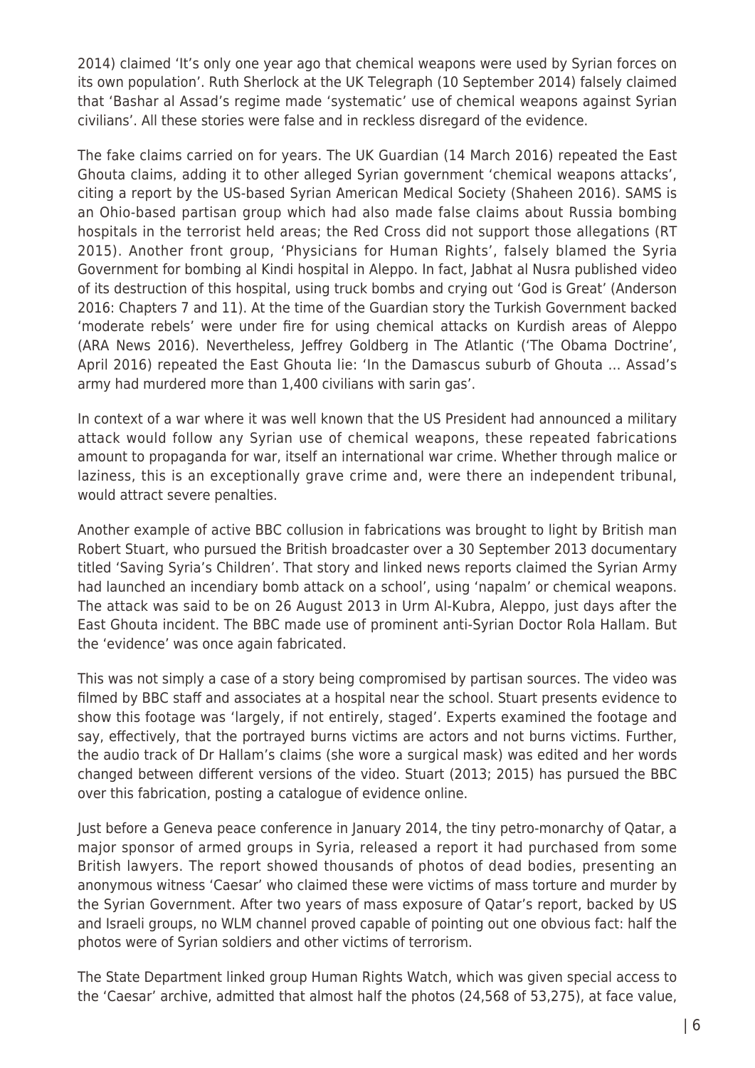2014) claimed 'It's only one year ago that chemical weapons were used by Syrian forces on its own population'. Ruth Sherlock at the UK Telegraph (10 September 2014) falsely claimed that 'Bashar al Assad's regime made 'systematic' use of chemical weapons against Syrian civilians'. All these stories were false and in reckless disregard of the evidence.

The fake claims carried on for years. The UK Guardian (14 March 2016) repeated the East Ghouta claims, adding it to other alleged Syrian government 'chemical weapons attacks', citing a report by the US-based Syrian American Medical Society (Shaheen 2016). SAMS is an Ohio-based partisan group which had also made false claims about Russia bombing hospitals in the terrorist held areas; the Red Cross did not support those allegations (RT 2015). Another front group, 'Physicians for Human Rights', falsely blamed the Syria Government for bombing al Kindi hospital in Aleppo. In fact, Jabhat al Nusra published video of its destruction of this hospital, using truck bombs and crying out 'God is Great' (Anderson 2016: Chapters 7 and 11). At the time of the Guardian story the Turkish Government backed 'moderate rebels' were under fire for using chemical attacks on Kurdish areas of Aleppo (ARA News 2016). Nevertheless, Jeffrey Goldberg in The Atlantic ('The Obama Doctrine', April 2016) repeated the East Ghouta lie: 'In the Damascus suburb of Ghouta … Assad's army had murdered more than 1,400 civilians with sarin gas'.

In context of a war where it was well known that the US President had announced a military attack would follow any Syrian use of chemical weapons, these repeated fabrications amount to propaganda for war, itself an international war crime. Whether through malice or laziness, this is an exceptionally grave crime and, were there an independent tribunal, would attract severe penalties.

Another example of active BBC collusion in fabrications was brought to light by British man Robert Stuart, who pursued the British broadcaster over a 30 September 2013 documentary titled 'Saving Syria's Children'. That story and linked news reports claimed the Syrian Army had launched an incendiary bomb attack on a school', using 'napalm' or chemical weapons. The attack was said to be on 26 August 2013 in Urm Al-Kubra, Aleppo, just days after the East Ghouta incident. The BBC made use of prominent anti-Syrian Doctor Rola Hallam. But the 'evidence' was once again fabricated.

This was not simply a case of a story being compromised by partisan sources. The video was filmed by BBC staff and associates at a hospital near the school. Stuart presents evidence to show this footage was 'largely, if not entirely, staged'. Experts examined the footage and say, effectively, that the portrayed burns victims are actors and not burns victims. Further, the audio track of Dr Hallam's claims (she wore a surgical mask) was edited and her words changed between different versions of the video. Stuart (2013; 2015) has pursued the BBC over this fabrication, posting a catalogue of evidence online.

Just before a Geneva peace conference in January 2014, the tiny petro-monarchy of Qatar, a major sponsor of armed groups in Syria, released a report it had purchased from some British lawyers. The report showed thousands of photos of dead bodies, presenting an anonymous witness 'Caesar' who claimed these were victims of mass torture and murder by the Syrian Government. After two years of mass exposure of Qatar's report, backed by US and Israeli groups, no WLM channel proved capable of pointing out one obvious fact: half the photos were of Syrian soldiers and other victims of terrorism.

The State Department linked group Human Rights Watch, which was given special access to the 'Caesar' archive, admitted that almost half the photos (24,568 of 53,275), at face value,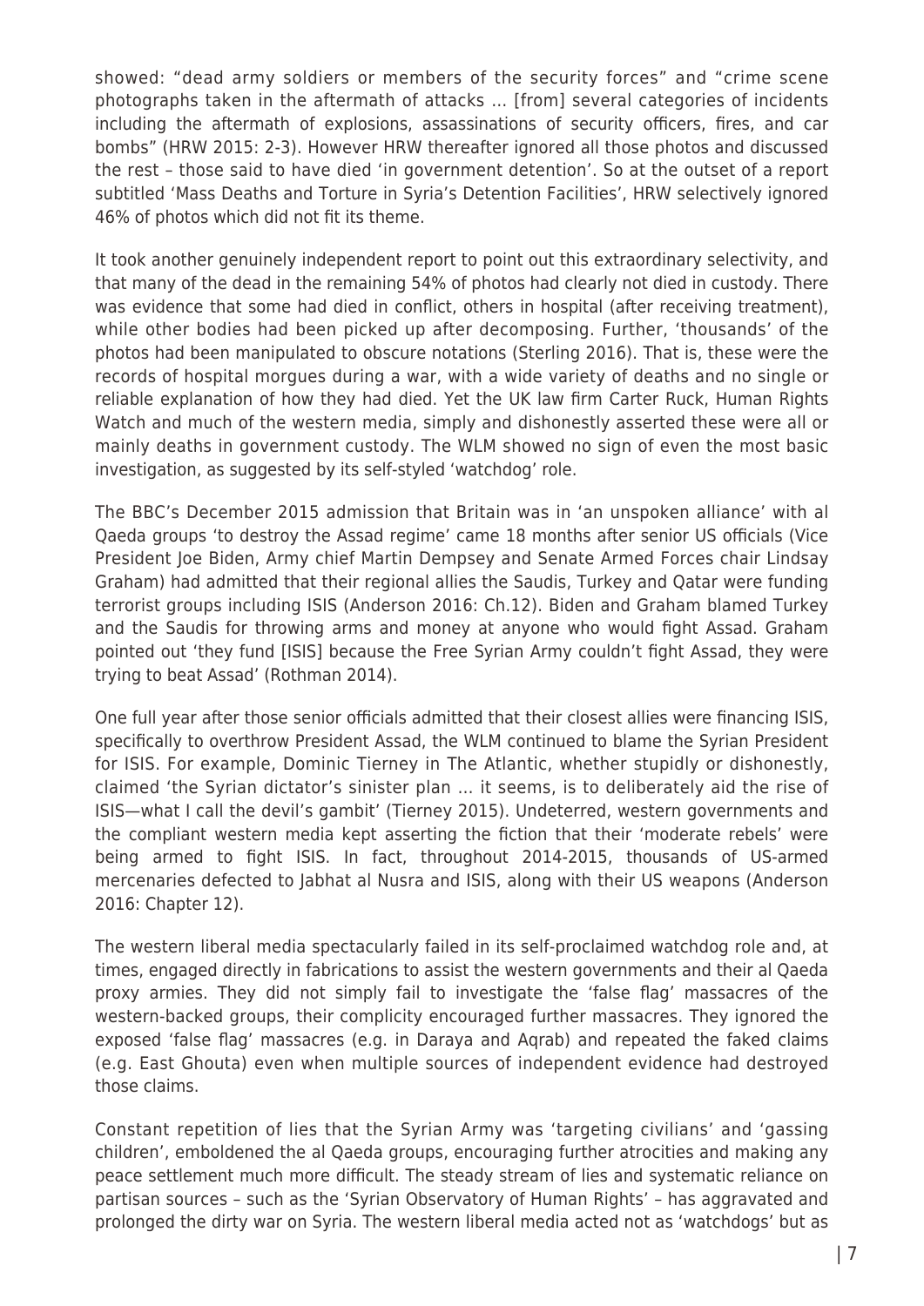showed: "dead army soldiers or members of the security forces" and "crime scene photographs taken in the aftermath of attacks … [from] several categories of incidents including the aftermath of explosions, assassinations of security officers, fires, and car bombs" (HRW 2015: 2-3). However HRW thereafter ignored all those photos and discussed the rest – those said to have died 'in government detention'. So at the outset of a report subtitled 'Mass Deaths and Torture in Syria's Detention Facilities', HRW selectively ignored 46% of photos which did not fit its theme.

It took another genuinely independent report to point out this extraordinary selectivity, and that many of the dead in the remaining 54% of photos had clearly not died in custody. There was evidence that some had died in conflict, others in hospital (after receiving treatment), while other bodies had been picked up after decomposing. Further, 'thousands' of the photos had been manipulated to obscure notations (Sterling 2016). That is, these were the records of hospital morgues during a war, with a wide variety of deaths and no single or reliable explanation of how they had died. Yet the UK law firm Carter Ruck, Human Rights Watch and much of the western media, simply and dishonestly asserted these were all or mainly deaths in government custody. The WLM showed no sign of even the most basic investigation, as suggested by its self-styled 'watchdog' role.

The BBC's December 2015 admission that Britain was in 'an unspoken alliance' with al Qaeda groups 'to destroy the Assad regime' came 18 months after senior US officials (Vice President Joe Biden, Army chief Martin Dempsey and Senate Armed Forces chair Lindsay Graham) had admitted that their regional allies the Saudis, Turkey and Qatar were funding terrorist groups including ISIS (Anderson 2016: Ch.12). Biden and Graham blamed Turkey and the Saudis for throwing arms and money at anyone who would fight Assad. Graham pointed out 'they fund [ISIS] because the Free Syrian Army couldn't fight Assad, they were trying to beat Assad' (Rothman 2014).

One full year after those senior officials admitted that their closest allies were financing ISIS, specifically to overthrow President Assad, the WLM continued to blame the Syrian President for ISIS. For example, Dominic Tierney in The Atlantic, whether stupidly or dishonestly, claimed 'the Syrian dictator's sinister plan … it seems, is to deliberately aid the rise of ISIS—what I call the devil's gambit' (Tierney 2015). Undeterred, western governments and the compliant western media kept asserting the fiction that their 'moderate rebels' were being armed to fight ISIS. In fact, throughout 2014-2015, thousands of US-armed mercenaries defected to Jabhat al Nusra and ISIS, along with their US weapons (Anderson 2016: Chapter 12).

The western liberal media spectacularly failed in its self-proclaimed watchdog role and, at times, engaged directly in fabrications to assist the western governments and their al Qaeda proxy armies. They did not simply fail to investigate the 'false flag' massacres of the western-backed groups, their complicity encouraged further massacres. They ignored the exposed 'false flag' massacres (e.g. in Daraya and Aqrab) and repeated the faked claims (e.g. East Ghouta) even when multiple sources of independent evidence had destroyed those claims.

Constant repetition of lies that the Syrian Army was 'targeting civilians' and 'gassing children', emboldened the al Qaeda groups, encouraging further atrocities and making any peace settlement much more difficult. The steady stream of lies and systematic reliance on partisan sources – such as the 'Syrian Observatory of Human Rights' – has aggravated and prolonged the dirty war on Syria. The western liberal media acted not as 'watchdogs' but as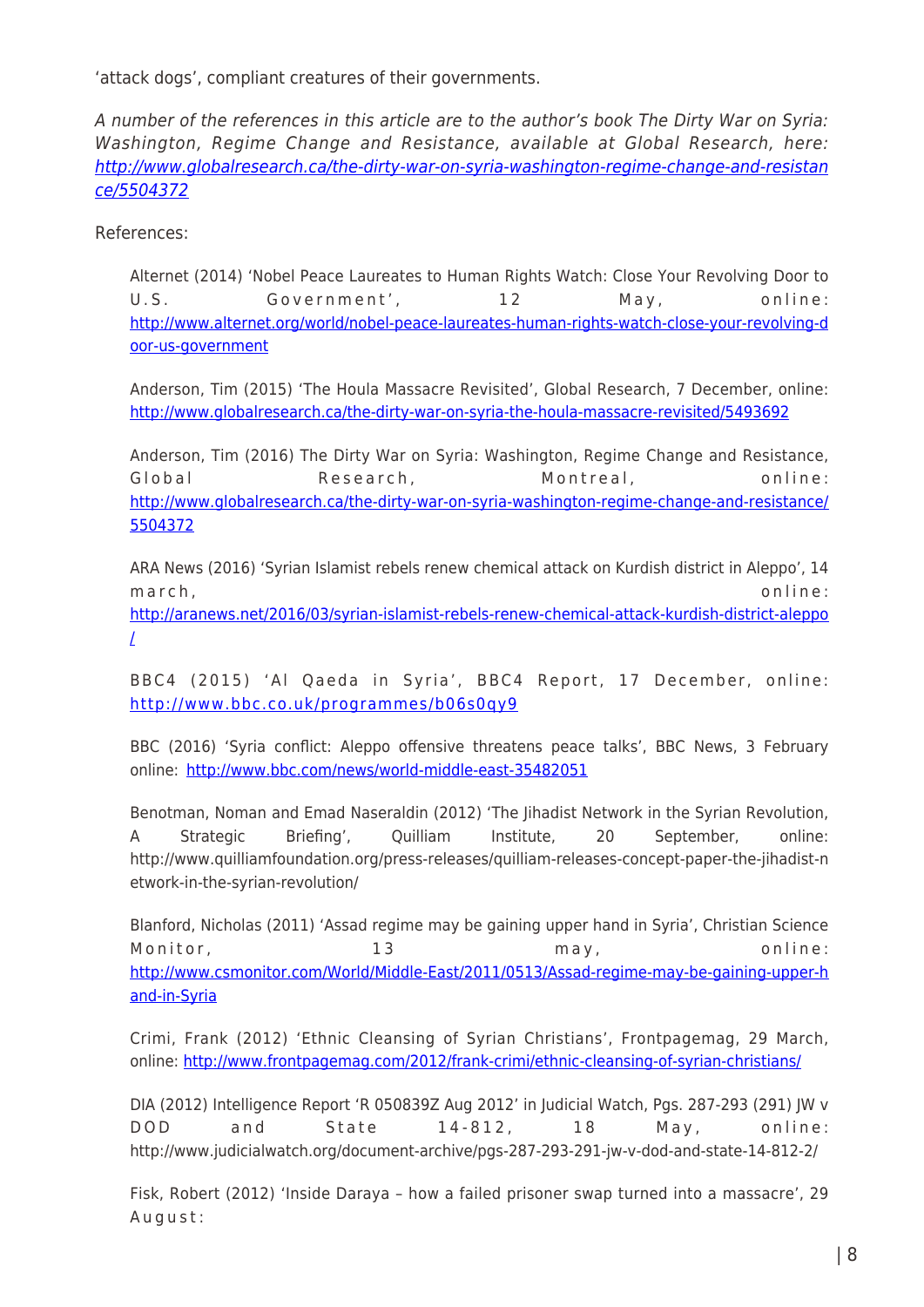'attack dogs', compliant creatures of their governments.

*A number of the references in this article are to the author's book The Dirty War on Syria: Washington, Regime Change and Resistance, available at Global Research, here: [http://www.globalresearch.ca/the-dirty-war-on-syria-washington-regime-change-and-resistance/5504372](http://www.globalresearch.ca/the-dirty-war-on-syria-washington-regime-change-and-resistance/5504372)*

References:

Alternet (2014) 'Nobel Peace Laureates to Human Rights Watch: Close Your Revolving Door to U.S. Government', 12 May, online: [http://www.alternet.org/world/nobel-peace-laureates-human-rights-watch-close-your-revolving-door-us-government](http://www.alternet.org/world/nobel-peace-laureates-human-rights-watch-close-your-revolving-door-us-government)

Anderson, Tim (2015) 'The Houla Massacre Revisited', Global Research, 7 December, online: [http://www.globalresearch.ca/the-dirty-war-on-syria-the-houla-massacre-revisited/5493692](http://www.globalresearch.ca/the-dirty-war-on-syria-the-houla-massacre-revisited/5493692)

Anderson, Tim (2016) The Dirty War on Syria: Washington, Regime Change and Resistance, Global Research, Montreal, online: [http://www.globalresearch.ca/the-dirty-war-on-syria-washington-regime-change-and-resistance/5504372](http://www.globalresearch.ca/the-dirty-war-on-syria-washington-regime-change-and-resistance/5504372)

ARA News (2016) 'Syrian Islamist rebels renew chemical attack on Kurdish district in Aleppo', 14 march, online: [http://aranews.net/2016/03/syrian-islamist-rebels-renew-chemical-attack-kurdish-district-aleppo/](http://aranews.net/2016/03/syrian-islamist-rebels-renew-chemical-attack-kurdish-district-aleppo/)

BBC4 (2015) 'Al Qaeda in Syria', BBC4 Report, 17 December, online: [http://www.bbc.co.uk/programmes/b06s0qy9](http://www.bbc.co.uk/programmes/b06s0qy9)

BBC (2016) 'Syria conflict: Aleppo offensive threatens peace talks', BBC News, 3 February online: [http://www.bbc.com/news/world-middle-east-35482051](http://www.bbc.com/news/world-middle-east-35482051)

Benotman, Noman and Emad Naseraldin (2012) 'The Jihadist Network in the Syrian Revolution, A Strategic Briefing', Quilliam Institute, 20 September, online: http://www.quilliamfoundation.org/press-releases/quilliam-releases-concept-paper-the-jihadist-network-in-the-syrian-revolution/

Blanford, Nicholas (2011) 'Assad regime may be gaining upper hand in Syria', Christian Science Monitor, 13 may, online: [http://www.csmonitor.com/World/Middle-East/2011/0513/Assad-regime-may-be-gaining-upper-hand-in-Syria](http://www.csmonitor.com/World/Middle-East/2011/0513/Assad-regime-may-be-gaining-upper-hand-in-Syria)

Crimi, Frank (2012) 'Ethnic Cleansing of Syrian Christians', Frontpagemag, 29 March, online: [http://www.frontpagemag.com/2012/frank-crimi/ethnic-cleansing-of-syrian-christians/](http://www.frontpagemag.com/2012/frank-crimi/ethnic-cleansing-of-syrian-christians/)

DIA (2012) Intelligence Report 'R 050839Z Aug 2012' in Judicial Watch, Pgs. 287-293 (291) JW v DOD and State 14-812, 18 May, online: http://www.judicialwatch.org/document-archive/pgs-287-293-291-jw-v-dod-and-state-14-812-2/

Fisk, Robert (2012) 'Inside Daraya – how a failed prisoner swap turned into a massacre', 29 August: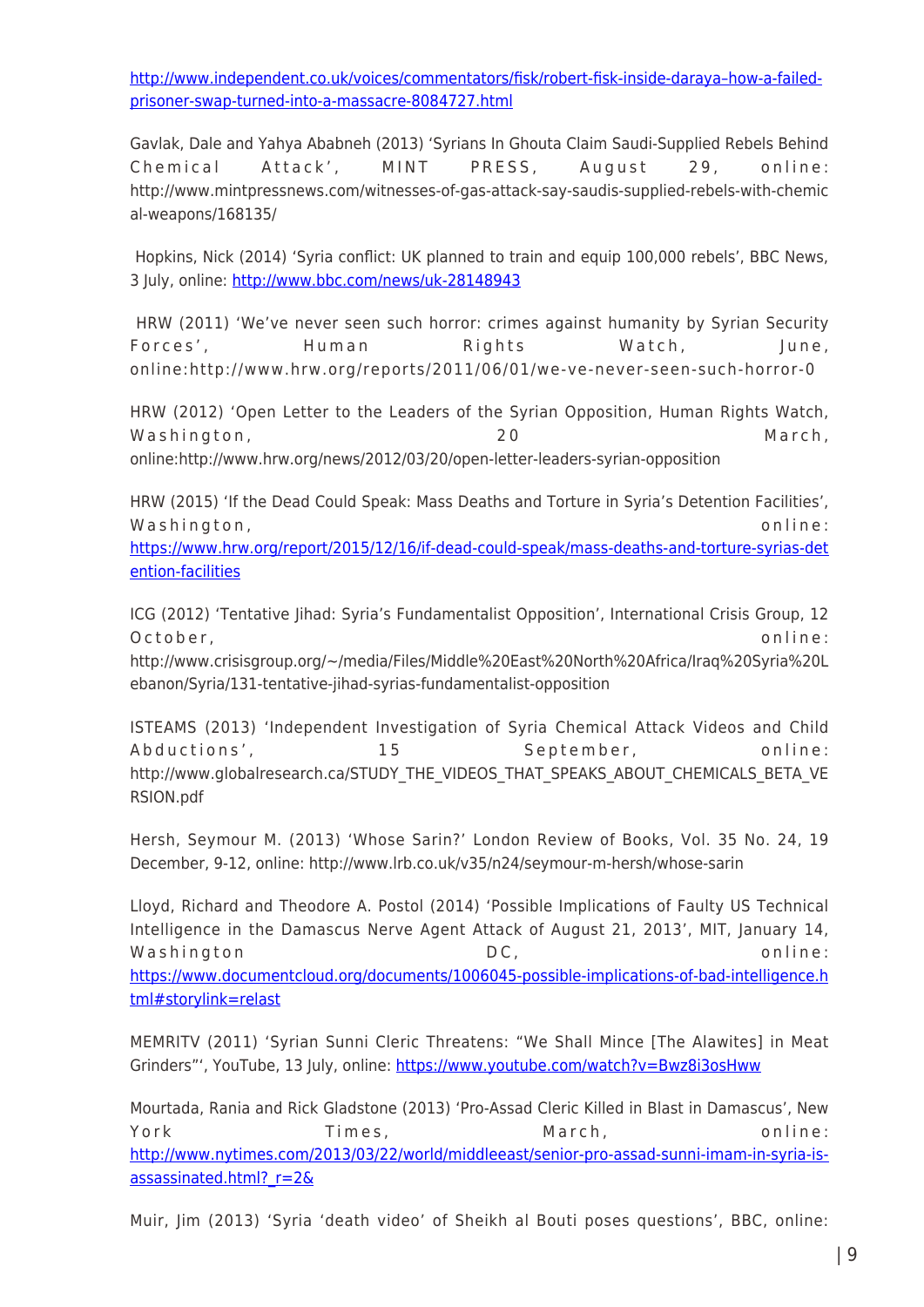http://www.independent.co.uk/voices/commentators/fisk/robert-fisk-inside-daraya–how-a-failed-prisoner-swap-turned-into-a-massacre-8084727.html

Gavlak, Dale and Yahya Ababneh (2013) 'Syrians In Ghouta Claim Saudi-Supplied Rebels Behind Chemical Attack', MINT PRESS, August 29, online: http://www.mintpressnews.com/witnesses-of-gas-attack-say-saudis-supplied-rebels-with-chemical-weapons/168135/

Hopkins, Nick (2014) 'Syria conflict: UK planned to train and equip 100,000 rebels', BBC News, 3 July, online: http://www.bbc.com/news/uk-28148943

HRW (2011) 'We've never seen such horror: crimes against humanity by Syrian Security Forces', Human Rights Watch, June, online:http://www.hrw.org/reports/2011/06/01/we-ve-never-seen-such-horror-0

HRW (2012) 'Open Letter to the Leaders of the Syrian Opposition, Human Rights Watch, Washington, 20 March, online:http://www.hrw.org/news/2012/03/20/open-letter-leaders-syrian-opposition

HRW (2015) 'If the Dead Could Speak: Mass Deaths and Torture in Syria's Detention Facilities', Washington, online: https://www.hrw.org/report/2015/12/16/if-dead-could-speak/mass-deaths-and-torture-syrias-detention-facilities

ICG (2012) 'Tentative Jihad: Syria's Fundamentalist Opposition', International Crisis Group, 12 October, online: http://www.crisisgroup.org/~/media/Files/Middle%20East%20North%20Africa/Iraq%20Syria%20Lebanon/Syria/131-tentative-jihad-syrias-fundamentalist-opposition

ISTEAMS (2013) 'Independent Investigation of Syria Chemical Attack Videos and Child Abductions', 15 September, online: http://www.globalresearch.ca/STUDY_THE_VIDEOS_THAT_SPEAKS_ABOUT_CHEMICALS_BETA_VERSION.pdf

Hersh, Seymour M. (2013) 'Whose Sarin?' London Review of Books, Vol. 35 No. 24, 19 December, 9-12, online: http://www.lrb.co.uk/v35/n24/seymour-m-hersh/whose-sarin

Lloyd, Richard and Theodore A. Postol (2014) 'Possible Implications of Faulty US Technical Intelligence in the Damascus Nerve Agent Attack of August 21, 2013', MIT, January 14, Washington DC, online: https://www.documentcloud.org/documents/1006045-possible-implications-of-bad-intelligence.html#storylink=relast

MEMRITV (2011) 'Syrian Sunni Cleric Threatens: "We Shall Mince [The Alawites] in Meat Grinders"', YouTube, 13 July, online: https://www.youtube.com/watch?v=Bwz8i3osHww

Mourtada, Rania and Rick Gladstone (2013) 'Pro-Assad Cleric Killed in Blast in Damascus', New York Times, March, online: http://www.nytimes.com/2013/03/22/world/middleeast/senior-pro-assad-sunni-imam-in-syria-is-assassinated.html?_r=2&

Muir, Jim (2013) 'Syria 'death video' of Sheikh al Bouti poses questions', BBC, online: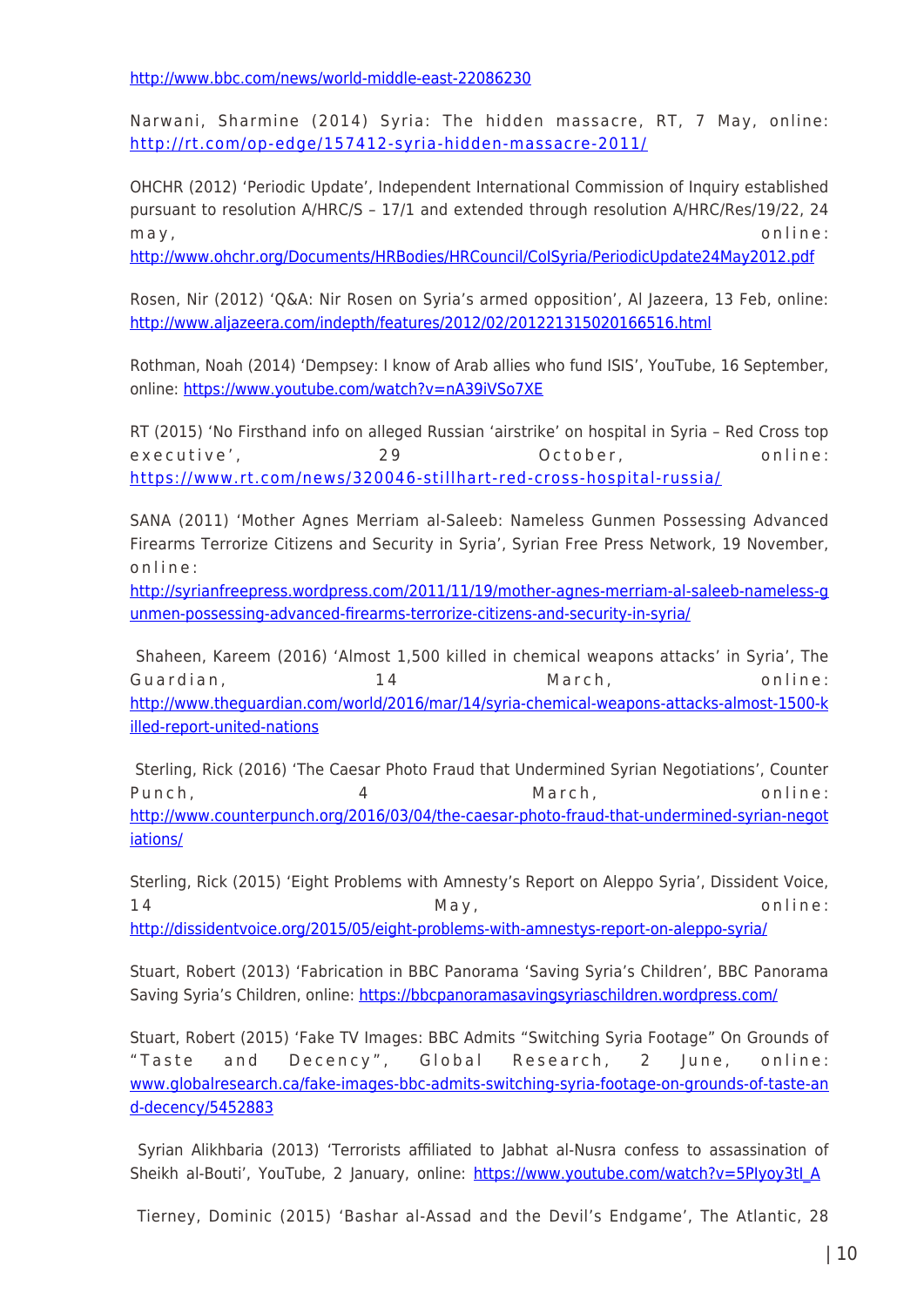http://www.bbc.com/news/world-middle-east-22086230

Narwani, Sharmine (2014) Syria: The hidden massacre, RT, 7 May, online: http://rt.com/op-edge/157412-syria-hidden-massacre-2011/

OHCHR (2012) 'Periodic Update', Independent International Commission of Inquiry established pursuant to resolution A/HRC/S – 17/1 and extended through resolution A/HRC/Res/19/22, 24 may, online: http://www.ohchr.org/Documents/HRBodies/HRCouncil/CoISyria/PeriodicUpdate24May2012.pdf

Rosen, Nir (2012) 'Q&A: Nir Rosen on Syria's armed opposition', Al Jazeera, 13 Feb, online: http://www.aljazeera.com/indepth/features/2012/02/201221315020166516.html

Rothman, Noah (2014) 'Dempsey: I know of Arab allies who fund ISIS', YouTube, 16 September, online: https://www.youtube.com/watch?v=nA39iVSo7XE

RT (2015) 'No Firsthand info on alleged Russian 'airstrike' on hospital in Syria – Red Cross top executive', 29 October, online: https://www.rt.com/news/320046-stillhart-red-cross-hospital-russia/

SANA (2011) 'Mother Agnes Merriam al-Saleeb: Nameless Gunmen Possessing Advanced Firearms Terrorize Citizens and Security in Syria', Syrian Free Press Network, 19 November, online: http://syrianfreepress.wordpress.com/2011/11/19/mother-agnes-merriam-al-saleeb-nameless-gunmen-possessing-advanced-firearms-terrorize-citizens-and-security-in-syria/

Shaheen, Kareem (2016) 'Almost 1,500 killed in chemical weapons attacks' in Syria', The Guardian, 14 March, online: http://www.theguardian.com/world/2016/mar/14/syria-chemical-weapons-attacks-almost-1500-killed-report-united-nations

Sterling, Rick (2016) 'The Caesar Photo Fraud that Undermined Syrian Negotiations', Counter Punch, 4 March, online: http://www.counterpunch.org/2016/03/04/the-caesar-photo-fraud-that-undermined-syrian-negotiations/

Sterling, Rick (2015) 'Eight Problems with Amnesty's Report on Aleppo Syria', Dissident Voice, 14 May, online: http://dissidentvoice.org/2015/05/eight-problems-with-amnestys-report-on-aleppo-syria/

Stuart, Robert (2013) 'Fabrication in BBC Panorama 'Saving Syria's Children', BBC Panorama Saving Syria's Children, online: https://bbcpanoramasavingsyriaschildren.wordpress.com/

Stuart, Robert (2015) 'Fake TV Images: BBC Admits "Switching Syria Footage" On Grounds of "Taste and Decency", Global Research, 2 June, online: www.globalresearch.ca/fake-images-bbc-admits-switching-syria-footage-on-grounds-of-taste-and-decency/5452883

Syrian Alikhbaria (2013) 'Terrorists affiliated to Jabhat al-Nusra confess to assassination of Sheikh al-Bouti', YouTube, 2 January, online: https://www.youtube.com/watch?v=5PIyoy3tI_A

Tierney, Dominic (2015) 'Bashar al-Assad and the Devil's Endgame', The Atlantic, 28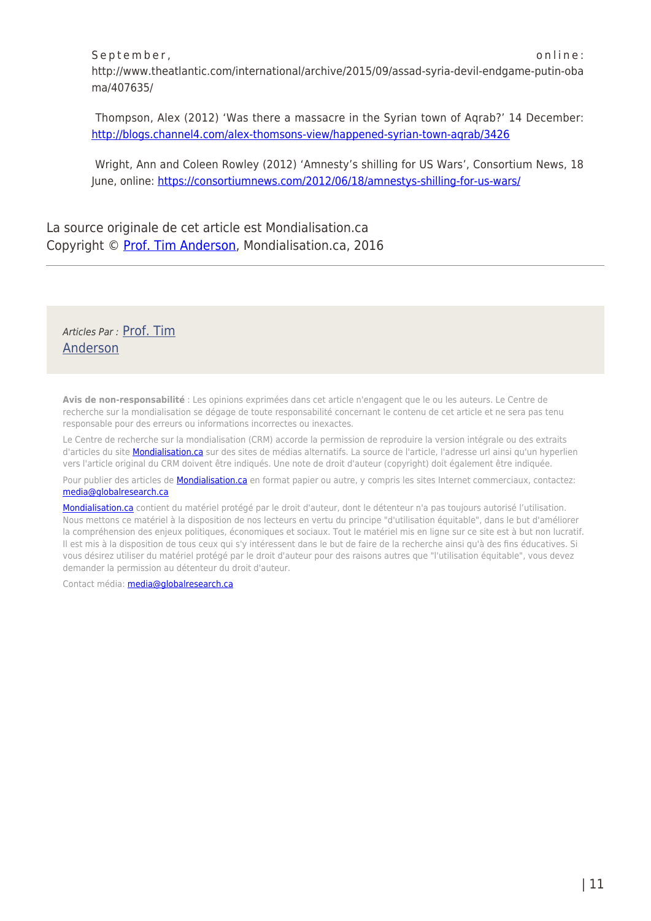September, online: http://www.theatlantic.com/international/archive/2015/09/assad-syria-devil-endgame-putin-obama/407635/

Thompson, Alex (2012) 'Was there a massacre in the Syrian town of Aqrab?' 14 December: http://blogs.channel4.com/alex-thomsons-view/happened-syrian-town-aqrab/3426

Wright, Ann and Coleen Rowley (2012) 'Amnesty's shilling for US Wars', Consortium News, 18 June, online: https://consortiumnews.com/2012/06/18/amnestys-shilling-for-us-wars/

La source originale de cet article est Mondialisation.ca
Copyright © Prof. Tim Anderson, Mondialisation.ca, 2016

---

*Articles Par :* Prof. Tim Anderson

**Avis de non-responsabilité** : Les opinions exprimées dans cet article n'engagent que le ou les auteurs. Le Centre de recherche sur la mondialisation se dégage de toute responsabilité concernant le contenu de cet article et ne sera pas tenu responsable pour des erreurs ou informations incorrectes ou inexactes.

Le Centre de recherche sur la mondialisation (CRM) accorde la permission de reproduire la version intégrale ou des extraits d'articles du site Mondialisation.ca sur des sites de médias alternatifs. La source de l'article, l'adresse url ainsi qu'un hyperlien vers l'article original du CRM doivent être indiqués. Une note de droit d'auteur (copyright) doit également être indiquée.

Pour publier des articles de Mondialisation.ca en format papier ou autre, y compris les sites Internet commerciaux, contactez: media@globalresearch.ca

Mondialisation.ca contient du matériel protégé par le droit d'auteur, dont le détenteur n'a pas toujours autorisé l'utilisation. Nous mettons ce matériel à la disposition de nos lecteurs en vertu du principe "d'utilisation équitable", dans le but d'améliorer la compréhension des enjeux politiques, économiques et sociaux. Tout le matériel mis en ligne sur ce site est à but non lucratif. Il est mis à la disposition de tous ceux qui s'y intéressent dans le but de faire de la recherche ainsi qu'à des fins éducatives. Si vous désirez utiliser du matériel protégé par le droit d'auteur pour des raisons autres que "l'utilisation équitable", vous devez demander la permission au détenteur du droit d'auteur.

Contact média: media@globalresearch.ca